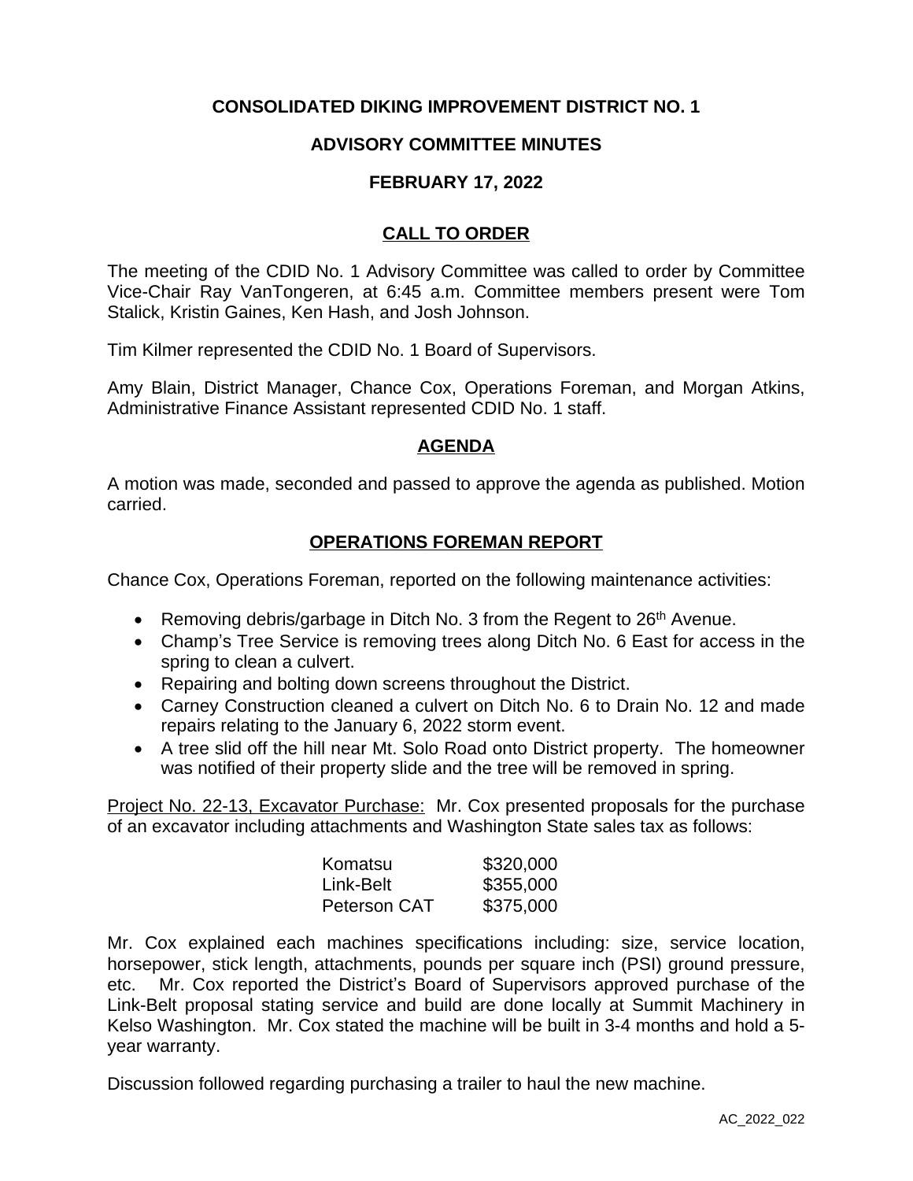# CONSOLIDATED DIKING IMPROVEMENT DISTRICT NO. 1

## ADVISORY COMMITTEE MINUTES

## FEBRUARY 17, 2022

### CALL TO ORDER

The meeting of the CDID No. 1 Advisory Committee was called to order by Committee Vice-Chair Ray VanTongeren, at 6:45 a.m. Committee members present were Tom Stalick, Kristin Gaines, Ken Hash, and Josh Johnson.

Tim Kilmer represented the CDID No. 1 Board of Supervisors.

Amy Blain, District Manager, Chance Cox, Operations Foreman, and Morgan Atkins, Administrative Finance Assistant represented CDID No. 1 staff.

### AGENDA

A motion was made, seconded and passed to approve the agenda as published. Motion carried.

### OPERATIONS FOREMAN REPORT

Chance Cox, Operations Foreman, reported on the following maintenance activities:

- Removing debris/garbage in Ditch No. 3 from the Regent to 26th Avenue.
- Champ's Tree Service is removing trees along Ditch No. 6 East for access in the spring to clean a culvert.
- Repairing and bolting down screens throughout the District.
- Carney Construction cleaned a culvert on Ditch No. 6 to Drain No. 12 and made repairs relating to the January 6, 2022 storm event.
- A tree slid off the hill near Mt. Solo Road onto District property. The homeowner was notified of their property slide and the tree will be removed in spring.

Project No. 22-13, Excavator Purchase: Mr. Cox presented proposals for the purchase of an excavator including attachments and Washington State sales tax as follows:

| | |
|---|---|
| Komatsu | $320,000 |
| Link-Belt | $355,000 |
| Peterson CAT | $375,000 |

Mr. Cox explained each machines specifications including: size, service location, horsepower, stick length, attachments, pounds per square inch (PSI) ground pressure, etc. Mr. Cox reported the District's Board of Supervisors approved purchase of the Link-Belt proposal stating service and build are done locally at Summit Machinery in Kelso Washington. Mr. Cox stated the machine will be built in 3-4 months and hold a 5-year warranty.

Discussion followed regarding purchasing a trailer to haul the new machine.

AC_2022_022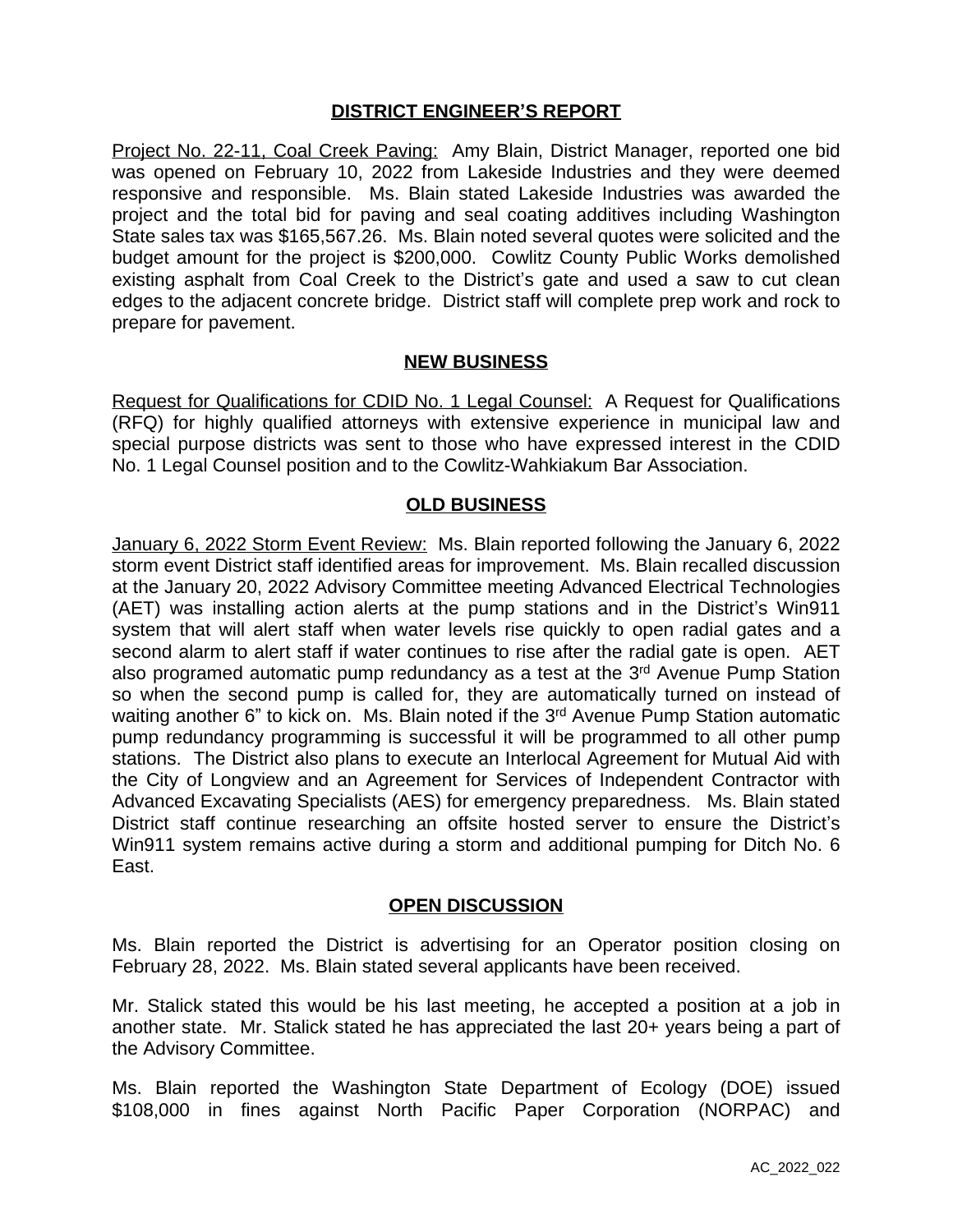## DISTRICT ENGINEER'S REPORT

Project No. 22-11, Coal Creek Paving: Amy Blain, District Manager, reported one bid was opened on February 10, 2022 from Lakeside Industries and they were deemed responsive and responsible. Ms. Blain stated Lakeside Industries was awarded the project and the total bid for paving and seal coating additives including Washington State sales tax was $165,567.26. Ms. Blain noted several quotes were solicited and the budget amount for the project is $200,000. Cowlitz County Public Works demolished existing asphalt from Coal Creek to the District's gate and used a saw to cut clean edges to the adjacent concrete bridge. District staff will complete prep work and rock to prepare for pavement.

## NEW BUSINESS

Request for Qualifications for CDID No. 1 Legal Counsel: A Request for Qualifications (RFQ) for highly qualified attorneys with extensive experience in municipal law and special purpose districts was sent to those who have expressed interest in the CDID No. 1 Legal Counsel position and to the Cowlitz-Wahkiakum Bar Association.

## OLD BUSINESS

January 6, 2022 Storm Event Review: Ms. Blain reported following the January 6, 2022 storm event District staff identified areas for improvement. Ms. Blain recalled discussion at the January 20, 2022 Advisory Committee meeting Advanced Electrical Technologies (AET) was installing action alerts at the pump stations and in the District's Win911 system that will alert staff when water levels rise quickly to open radial gates and a second alarm to alert staff if water continues to rise after the radial gate is open. AET also programed automatic pump redundancy as a test at the 3rd Avenue Pump Station so when the second pump is called for, they are automatically turned on instead of waiting another 6" to kick on. Ms. Blain noted if the 3rd Avenue Pump Station automatic pump redundancy programming is successful it will be programmed to all other pump stations. The District also plans to execute an Interlocal Agreement for Mutual Aid with the City of Longview and an Agreement for Services of Independent Contractor with Advanced Excavating Specialists (AES) for emergency preparedness. Ms. Blain stated District staff continue researching an offsite hosted server to ensure the District's Win911 system remains active during a storm and additional pumping for Ditch No. 6 East.

## OPEN DISCUSSION

Ms. Blain reported the District is advertising for an Operator position closing on February 28, 2022. Ms. Blain stated several applicants have been received.

Mr. Stalick stated this would be his last meeting, he accepted a position at a job in another state. Mr. Stalick stated he has appreciated the last 20+ years being a part of the Advisory Committee.

Ms. Blain reported the Washington State Department of Ecology (DOE) issued $108,000 in fines against North Pacific Paper Corporation (NORPAC) and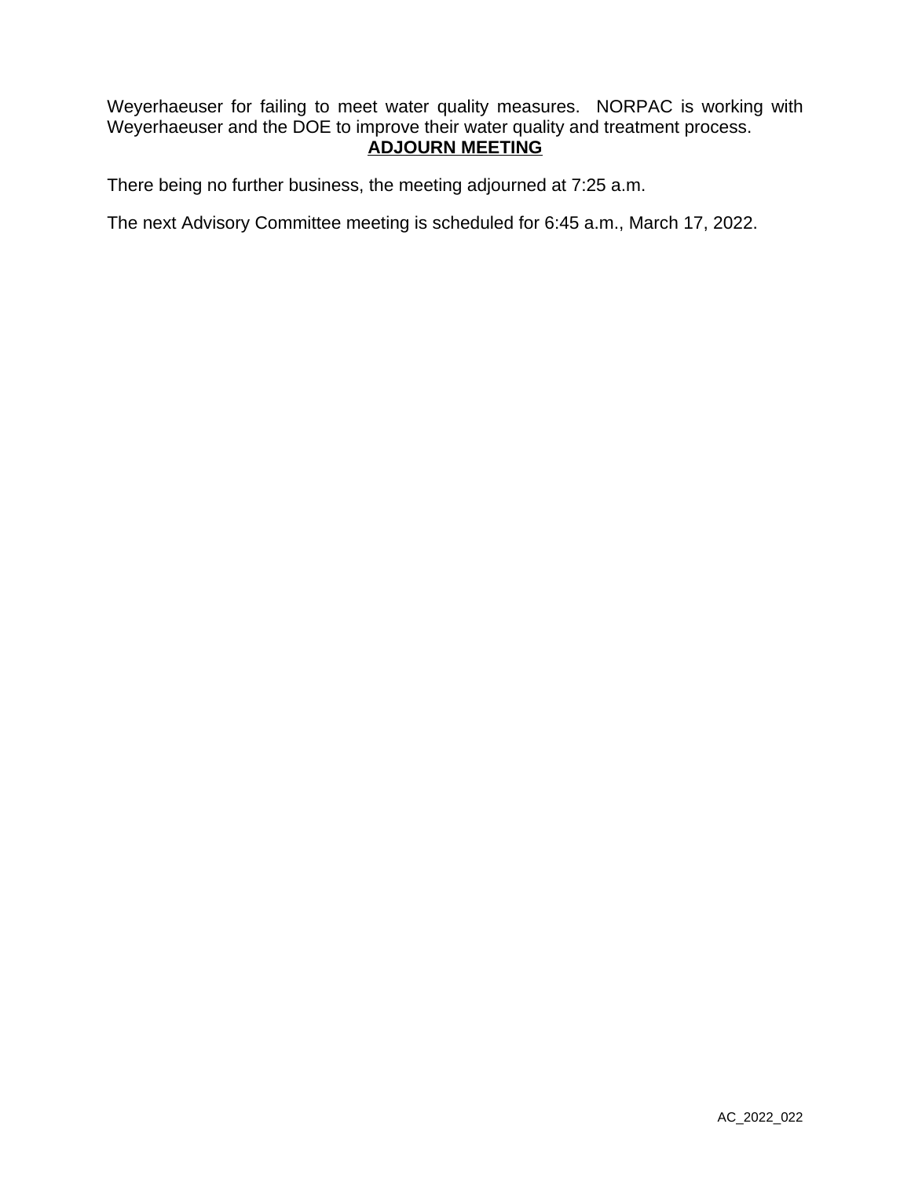Weyerhaeuser for failing to meet water quality measures. NORPAC is working with Weyerhaeuser and the DOE to improve their water quality and treatment process.

## **ADJOURN MEETING**

There being no further business, the meeting adjourned at 7:25 a.m.

The next Advisory Committee meeting is scheduled for 6:45 a.m., March 17, 2022.

AC_2022_022